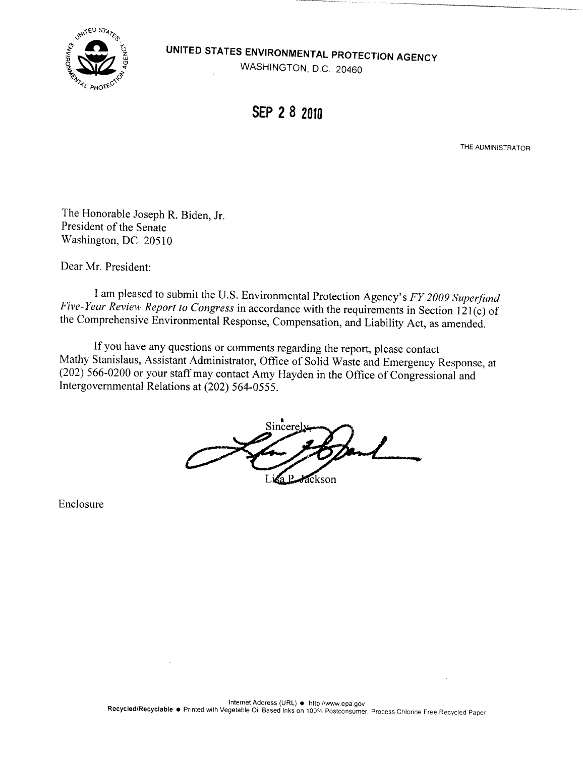**UNITED STATES ENVIRONMENTAL PROTECTION AGENCY**
WASHINGTON, D.C. 20460

**SEP 28 2010**

THE ADMINISTRATOR

The Honorable Joseph R. Biden, Jr.
President of the Senate
Washington, DC 20510

Dear Mr. President:

I am pleased to submit the U.S. Environmental Protection Agency's *FY 2009 Superfund Five-Year Review Report to Congress* in accordance with the requirements in Section 121(c) of the Comprehensive Environmental Response, Compensation, and Liability Act, as amended.

If you have any questions or comments regarding the report, please contact Mathy Stanislaus, Assistant Administrator, Office of Solid Waste and Emergency Response, at (202) 566-0200 or your staff may contact Amy Hayden in the Office of Congressional and Intergovernmental Relations at (202) 564-0555.

Sincerely,

Lisa P. Jackson

Enclosure

Internet Address (URL) ● http://www.epa.gov
Recycled/Recyclable ● Printed with Vegetable Oil Based Inks on 100% Postconsumer, Process Chlorine Free Recycled Paper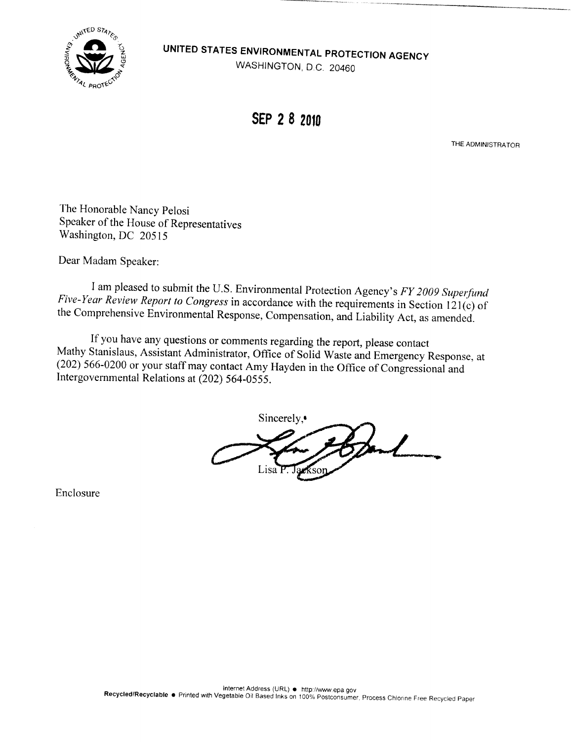**UNITED STATES ENVIRONMENTAL PROTECTION AGENCY**
WASHINGTON, D.C. 20460

**SEP 2 8 2010**

THE ADMINISTRATOR

The Honorable Nancy Pelosi
Speaker of the House of Representatives
Washington, DC 20515

Dear Madam Speaker:

I am pleased to submit the U.S. Environmental Protection Agency's *FY 2009 Superfund Five-Year Review Report to Congress* in accordance with the requirements in Section 121(c) of the Comprehensive Environmental Response, Compensation, and Liability Act, as amended.

If you have any questions or comments regarding the report, please contact Mathy Stanislaus, Assistant Administrator, Office of Solid Waste and Emergency Response, at (202) 566-0200 or your staff may contact Amy Hayden in the Office of Congressional and Intergovernmental Relations at (202) 564-0555.

Sincerely,

Lisa P. Jackson

Enclosure

Internet Address (URL) ● http://www.epa.gov
Recycled/Recyclable ● Printed with Vegetable Oil Based Inks on 100% Postconsumer, Process Chlorine Free Recycled Paper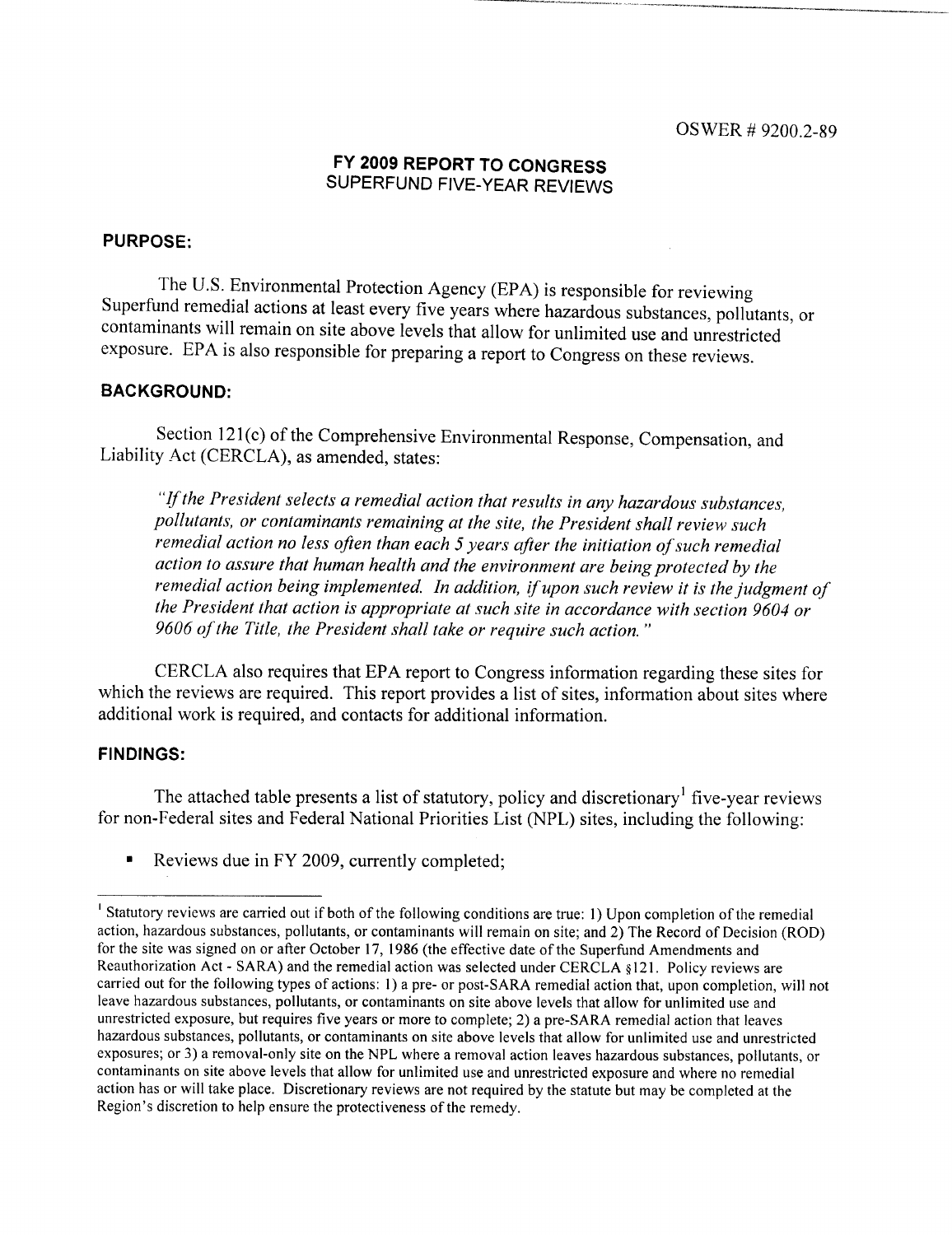OSWER # 9200.2-89

# FY 2009 REPORT TO CONGRESS
## SUPERFUND FIVE-YEAR REVIEWS

### PURPOSE:

The U.S. Environmental Protection Agency (EPA) is responsible for reviewing Superfund remedial actions at least every five years where hazardous substances, pollutants, or contaminants will remain on site above levels that allow for unlimited use and unrestricted exposure. EPA is also responsible for preparing a report to Congress on these reviews.

### BACKGROUND:

Section 121(c) of the Comprehensive Environmental Response, Compensation, and Liability Act (CERCLA), as amended, states:

> *"If the President selects a remedial action that results in any hazardous substances, pollutants, or contaminants remaining at the site, the President shall review such remedial action no less often than each 5 years after the initiation of such remedial action to assure that human health and the environment are being protected by the remedial action being implemented. In addition, if upon such review it is the judgment of the President that action is appropriate at such site in accordance with section 9604 or 9606 of the Title, the President shall take or require such action."*

CERCLA also requires that EPA report to Congress information regarding these sites for which the reviews are required. This report provides a list of sites, information about sites where additional work is required, and contacts for additional information.

### FINDINGS:

The attached table presents a list of statutory, policy and discretionary[1] five-year reviews for non-Federal sites and Federal National Priorities List (NPL) sites, including the following:

- Reviews due in FY 2009, currently completed;

---

[1] Statutory reviews are carried out if both of the following conditions are true: 1) Upon completion of the remedial action, hazardous substances, pollutants, or contaminants will remain on site; and 2) The Record of Decision (ROD) for the site was signed on or after October 17, 1986 (the effective date of the Superfund Amendments and Reauthorization Act - SARA) and the remedial action was selected under CERCLA §121. Policy reviews are carried out for the following types of actions: 1) a pre- or post-SARA remedial action that, upon completion, will not leave hazardous substances, pollutants, or contaminants on site above levels that allow for unlimited use and unrestricted exposure, but requires five years or more to complete; 2) a pre-SARA remedial action that leaves hazardous substances, pollutants, or contaminants on site above levels that allow for unlimited use and unrestricted exposures; or 3) a removal-only site on the NPL where a removal action leaves hazardous substances, pollutants, or contaminants on site above levels that allow for unlimited use and unrestricted exposure and where no remedial action has or will take place. Discretionary reviews are not required by the statute but may be completed at the Region's discretion to help ensure the protectiveness of the remedy.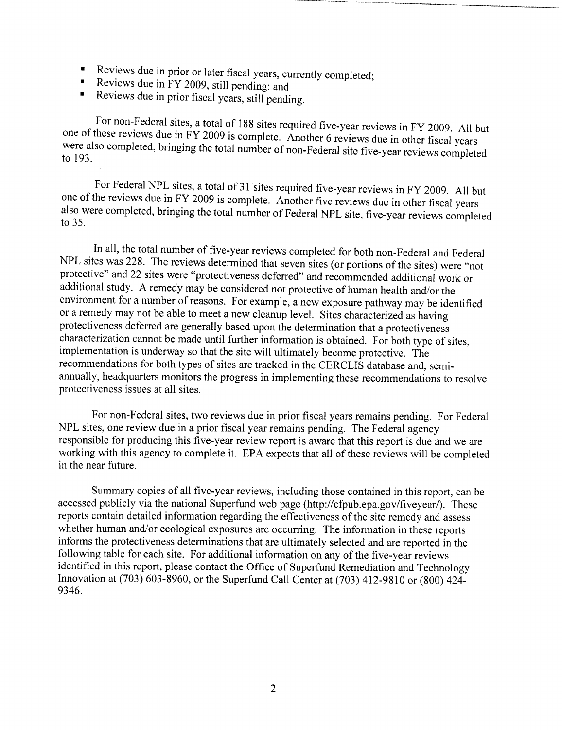- Reviews due in prior or later fiscal years, currently completed;
- Reviews due in FY 2009, still pending; and
- Reviews due in prior fiscal years, still pending.

For non-Federal sites, a total of 188 sites required five-year reviews in FY 2009. All but one of these reviews due in FY 2009 is complete. Another 6 reviews due in other fiscal years were also completed, bringing the total number of non-Federal site five-year reviews completed to 193.

For Federal NPL sites, a total of 31 sites required five-year reviews in FY 2009. All but one of the reviews due in FY 2009 is complete. Another five reviews due in other fiscal years also were completed, bringing the total number of Federal NPL site, five-year reviews completed to 35.

In all, the total number of five-year reviews completed for both non-Federal and Federal NPL sites was 228. The reviews determined that seven sites (or portions of the sites) were "not protective" and 22 sites were "protectiveness deferred" and recommended additional work or additional study. A remedy may be considered not protective of human health and/or the environment for a number of reasons. For example, a new exposure pathway may be identified or a remedy may not be able to meet a new cleanup level. Sites characterized as having protectiveness deferred are generally based upon the determination that a protectiveness characterization cannot be made until further information is obtained. For both type of sites, implementation is underway so that the site will ultimately become protective. The recommendations for both types of sites are tracked in the CERCLIS database and, semi-annually, headquarters monitors the progress in implementing these recommendations to resolve protectiveness issues at all sites.

For non-Federal sites, two reviews due in prior fiscal years remains pending. For Federal NPL sites, one review due in a prior fiscal year remains pending. The Federal agency responsible for producing this five-year review report is aware that this report is due and we are working with this agency to complete it. EPA expects that all of these reviews will be completed in the near future.

Summary copies of all five-year reviews, including those contained in this report, can be accessed publicly via the national Superfund web page (http://cfpub.epa.gov/fiveyear/). These reports contain detailed information regarding the effectiveness of the site remedy and assess whether human and/or ecological exposures are occurring. The information in these reports informs the protectiveness determinations that are ultimately selected and are reported in the following table for each site. For additional information on any of the five-year reviews identified in this report, please contact the Office of Superfund Remediation and Technology Innovation at (703) 603-8960, or the Superfund Call Center at (703) 412-9810 or (800) 424-9346.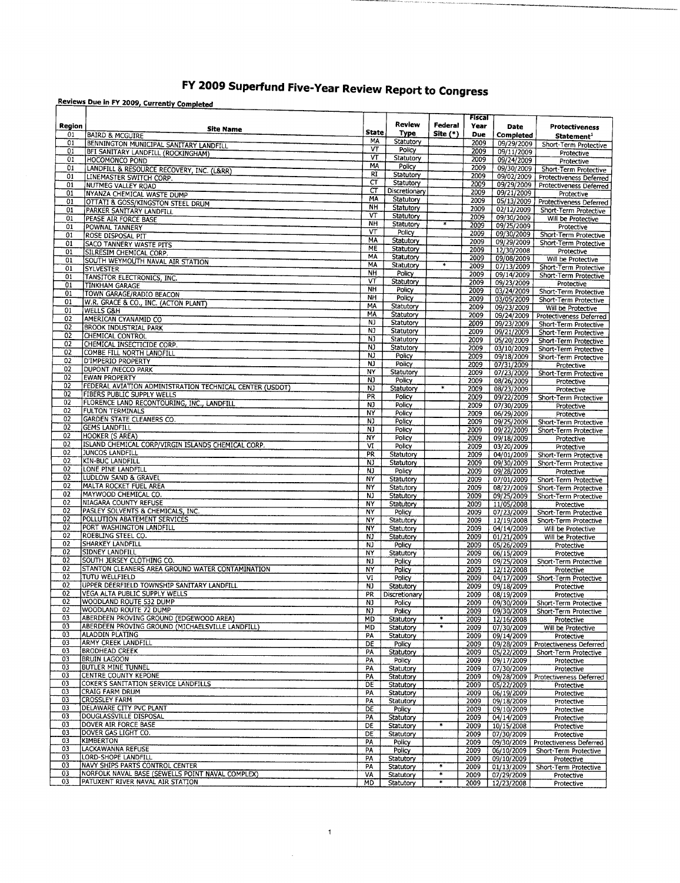# FY 2009 Superfund Five-Year Review Report to Congress

**Reviews Due in FY 2009, Currently Completed**

| Region | Site Name | State | Review Type | Federal Site (*) | Fiscal Year Due | Date Completed | Protectiveness Statement[1] |
|---|---|---|---|---|---|---|---|
| 01 | BAIRD & MCGUIRE | MA | Statutory | | 2009 | 09/29/2009 | Short-Term Protective |
| 01 | BENNINGTON MUNICIPAL SANITARY LANDFILL | VT | Policy | | 2009 | 09/11/2009 | Protective |
| 01 | BFI SANITARY LANDFILL (ROCKINGHAM) | VT | Statutory | | 2009 | 09/24/2009 | Protective |
| 01 | HOCOMONCO POND | MA | Policy | | 2009 | 09/30/2009 | Short-Term Protective |
| 01 | LANDFILL & RESOURCE RECOVERY, INC. (L&RR) | RI | Statutory | | 2009 | 09/02/2009 | Protectiveness Deferred |
| 01 | LINEMASTER SWITCH CORP. | CT | Statutory | | 2009 | 09/29/2009 | Protectiveness Deferred |
| 01 | NUTMEG VALLEY ROAD | CT | Discretionary | | 2009 | 09/21/2009 | Protective |
| 01 | NYANZA CHEMICAL WASTE DUMP | MA | Statutory | | 2009 | 05/13/2009 | Protectiveness Deferred |
| 01 | OTTATI & GOSS/KINGSTON STEEL DRUM | NH | Statutory | | 2009 | 02/12/2009 | Short-Term Protective |
| 01 | PARKER SANITARY LANDFILL | VT | Statutory | | 2009 | 09/30/2009 | Will be Protective |
| 01 | PEASE AIR FORCE BASE | NH | Statutory | * | 2009 | 09/25/2009 | Protective |
| 01 | POWNAL TANNERY | VT | Policy | | 2009 | 09/30/2009 | Short-Term Protective |
| 01 | ROSE DISPOSAL PIT | MA | Statutory | | 2009 | 09/29/2009 | Short-Term Protective |
| 01 | SACO TANNERY WASTE PITS | ME | Statutory | | 2009 | 12/30/2008 | Protective |
| 01 | SILRESIM CHEMICAL CORP. | MA | Statutory | | 2009 | 09/08/2009 | Will be Protective |
| 01 | SOUTH WEYMOUTH NAVAL AIR STATION | MA | Statutory | * | 2009 | 07/13/2009 | Short-Term Protective |
| 01 | SYLVESTER | NH | Policy | | 2009 | 09/14/2009 | Short-Term Protective |
| 01 | TANSITOR ELECTRONICS, INC. | VT | Statutory | | 2009 | 09/23/2009 | Protective |
| 01 | TINKHAM GARAGE | NH | Policy | | 2009 | 03/24/2009 | Short-Term Protective |
| 01 | TOWN GARAGE/RADIO BEACON | NH | Policy | | 2009 | 03/05/2009 | Short-Term Protective |
| 01 | W.R. GRACE & CO., INC. (ACTON PLANT) | MA | Statutory | | 2009 | 09/23/2009 | Will be Protective |
| 01 | WELLS G&H | MA | Statutory | | 2009 | 09/24/2009 | Protectiveness Deferred |
| 02 | AMERICAN CYANAMID CO | NJ | Statutory | | 2009 | 09/23/2009 | Short-Term Protective |
| 02 | BROOK INDUSTRIAL PARK | NJ | Statutory | | 2009 | 09/21/2009 | Short-Term Protective |
| 02 | CHEMICAL CONTROL | NJ | Statutory | | 2009 | 05/20/2009 | Short-Term Protective |
| 02 | CHEMICAL INSECTICIDE CORP. | NJ | Statutory | | 2009 | 03/10/2009 | Short-Term Protective |
| 02 | COMBE FILL NORTH LANDFILL | NJ | Policy | | 2009 | 09/18/2009 | Short-Term Protective |
| 02 | D'IMPERIO PROPERTY | NJ | Policy | | 2009 | 07/31/2009 | Protective |
| 02 | DUPONT /NECCO PARK | NY | Statutory | | 2009 | 07/23/2009 | Short-Term Protective |
| 02 | EWAN PROPERTY | NJ | Policy | | 2009 | 08/26/2009 | Protective |
| 02 | FEDERAL AVIATION ADMINISTRATION TECHNICAL CENTER (USDOT) | NJ | Statutory | * | 2009 | 08/23/2009 | Protective |
| 02 | FIBERS PUBLIC SUPPLY WELLS | PR | Policy | | 2009 | 09/22/2009 | Short-Term Protective |
| 02 | FLORENCE LAND RECONTOURING, INC., LANDFILL | NJ | Policy | | 2009 | 07/30/2009 | Protective |
| 02 | FULTON TERMINALS | NY | Policy | | 2009 | 06/29/2009 | Protective |
| 02 | GARDEN STATE CLEANERS CO. | NJ | Policy | | 2009 | 09/25/2009 | Short-Term Protective |
| 02 | GEMS LANDFILL | NJ | Policy | | 2009 | 09/22/2009 | Short-Term Protective |
| 02 | HOOKER (S AREA) | NY | Policy | | 2009 | 09/18/2009 | Protective |
| 02 | ISLAND CHEMICAL CORP/VIRGIN ISLANDS CHEMICAL CORP. | VI | Policy | | 2009 | 03/20/2009 | Protective |
| 02 | JUNCOS LANDFILL | PR | Statutory | | 2009 | 04/01/2009 | Short-Term Protective |
| 02 | KIN-BUC LANDFILL | NJ | Statutory | | 2009 | 09/30/2009 | Short-Term Protective |
| 02 | LONE PINE LANDFILL | NJ | Policy | | 2009 | 09/28/2009 | Protective |
| 02 | LUDLOW SAND & GRAVEL | NY | Statutory | | 2009 | 07/01/2009 | Short-Term Protective |
| 02 | MALTA ROCKET FUEL AREA | NY | Statutory | | 2009 | 08/27/2009 | Short-Term Protective |
| 02 | MAYWOOD CHEMICAL CO. | NJ | Statutory | | 2009 | 09/25/2009 | Short-Term Protective |
| 02 | NIAGARA COUNTY REFUSE | NY | Statutory | | 2009 | 11/05/2008 | Protective |
| 02 | PASLEY SOLVENTS & CHEMICALS, INC. | NY | Policy | | 2009 | 07/23/2009 | Short-Term Protective |
| 02 | POLLUTION ABATEMENT SERVICES | NY | Statutory | | 2009 | 12/19/2008 | Short-Term Protective |
| 02 | PORT WASHINGTON LANDFILL | NY | Statutory | | 2009 | 04/14/2009 | Will be Protective |
| 02 | ROEBLING STEEL CO. | NJ | Statutory | | 2009 | 01/21/2009 | Will be Protective |
| 02 | SHARKEY LANDFILL | NJ | Policy | | 2009 | 05/26/2009 | Protective |
| 02 | SIDNEY LANDFILL | NY | Statutory | | 2009 | 06/15/2009 | Protective |
| 02 | SOUTH JERSEY CLOTHING CO. | NJ | Policy | | 2009 | 09/25/2009 | Short-Term Protective |
| 02 | STANTON CLEANERS AREA GROUND WATER CONTAMINATION | NY | Policy | | 2009 | 12/12/2008 | Protective |
| 02 | TUTU WELLFIELD | VI | Policy | | 2009 | 04/17/2009 | Short-Term Protective |
| 02 | UPPER DEERFIELD TOWNSHIP SANITARY LANDFILL | NJ | Statutory | | 2009 | 09/18/2009 | Protective |
| 02 | VEGA ALTA PUBLIC SUPPLY WELLS | PR | Discretionary | | 2009 | 08/19/2009 | Protective |
| 02 | WOODLAND ROUTE 532 DUMP | NJ | Policy | | 2009 | 09/30/2009 | Short-Term Protective |
| 02 | WOODLAND ROUTE 72 DUMP | NJ | Policy | | 2009 | 09/30/2009 | Short-Term Protective |
| 03 | ABERDEEN PROVING GROUND (EDGEWOOD AREA) | MD | Statutory | * | 2009 | 12/16/2008 | Protective |
| 03 | ABERDEEN PROVING GROUND (MICHAELSVILLE LANDFILL) | MD | Statutory | * | 2009 | 07/30/2009 | Will be Protective |
| 03 | ALADDIN PLATING | PA | Statutory | | 2009 | 09/14/2009 | Protective |
| 03 | ARMY CREEK LANDFILL | DE | Policy | | 2009 | 09/28/2009 | Protectiveness Deferred |
| 03 | BRODHEAD CREEK | PA | Statutory | | 2009 | 05/22/2009 | Short-Term Protective |
| 03 | BRUIN LAGOON | PA | Policy | | 2009 | 09/17/2009 | Protective |
| 03 | BUTLER MINE TUNNEL | PA | Statutory | | 2009 | 07/30/2009 | Protective |
| 03 | CENTRE COUNTY KEPONE | PA | Statutory | | 2009 | 09/28/2009 | Protectiveness Deferred |
| 03 | COKER'S SANITATION SERVICE LANDFILLS | DE | Statutory | | 2009 | 05/22/2009 | Protective |
| 03 | CRAIG FARM DRUM | PA | Statutory | | 2009 | 06/19/2009 | Protective |
| 03 | CROSSLEY FARM | PA | Statutory | | 2009 | 09/18/2009 | Protective |
| 03 | DELAWARE CITY PVC PLANT | DE | Policy | | 2009 | 09/10/2009 | Protective |
| 03 | DOUGLASSVILLE DISPOSAL | PA | Statutory | | 2009 | 04/14/2009 | Protective |
| 03 | DOVER AIR FORCE BASE | DE | Statutory | * | 2009 | 10/15/2008 | Protective |
| 03 | DOVER GAS LIGHT CO. | DE | Statutory | | 2009 | 07/30/2009 | Protective |
| 03 | KIMBERTON | PA | Policy | | 2009 | 09/30/2009 | Protectiveness Deferred |
| 03 | LACKAWANNA REFUSE | PA | Policy | | 2009 | 06/10/2009 | Short-Term Protective |
| 03 | LORD-SHOPE LANDFILL | PA | Statutory | | 2009 | 09/10/2009 | Protective |
| 03 | NAVY SHIPS PARTS CONTROL CENTER | PA | Statutory | * | 2009 | 01/13/2009 | Short-Term Protective |
| 03 | NORFOLK NAVAL BASE (SEWELLS POINT NAVAL COMPLEX) | VA | Statutory | * | 2009 | 07/29/2009 | Protective |
| 03 | PATUXENT RIVER NAVAL AIR STATION | MD | Statutory | * | 2009 | 12/23/2008 | Protective |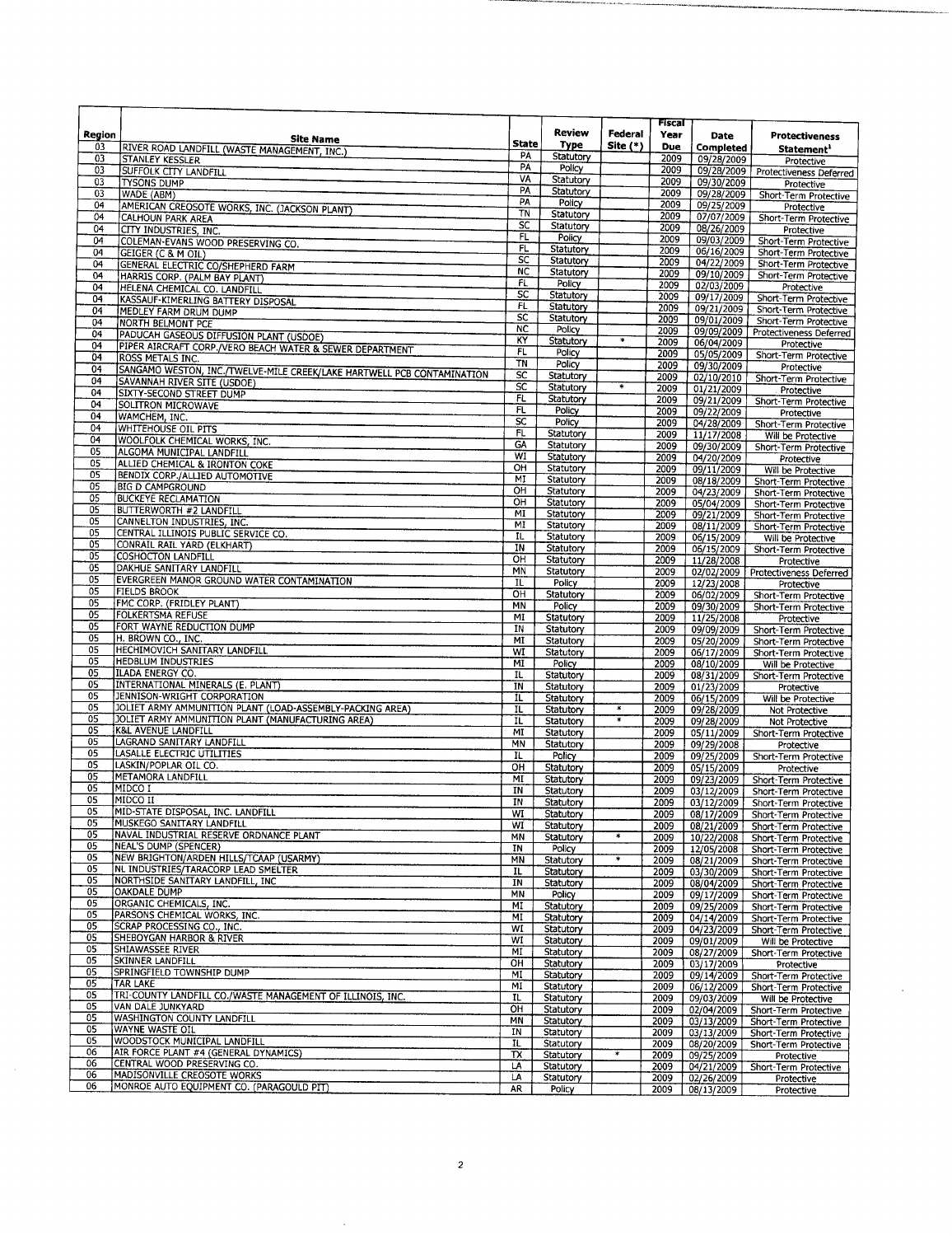| Region | Site Name | State | Review Type | Federal Site (*) | Fiscal Year Due | Date Completed | Protectiveness Statement[1] |
|---|---|---|---|---|---|---|---|
| 03 | RIVER ROAD LANDFILL (WASTE MANAGEMENT, INC.) | PA | Statutory | | 2009 | 09/28/2009 | Protective |
| 03 | STANLEY KESSLER | PA | Policy | | 2009 | 09/28/2009 | Protectiveness Deferred |
| 03 | SUFFOLK CITY LANDFILL | VA | Statutory | | 2009 | 09/30/2009 | Protective |
| 03 | TYSONS DUMP | PA | Statutory | | 2009 | 09/28/2009 | Short-Term Protective |
| 03 | WADE (ABM) | PA | Policy | | 2009 | 09/25/2009 | Protective |
| 04 | AMERICAN CREOSOTE WORKS, INC. (JACKSON PLANT) | TN | Statutory | | 2009 | 07/07/2009 | Short-Term Protective |
| 04 | CALHOUN PARK AREA | SC | Statutory | | 2009 | 08/26/2009 | Protective |
| 04 | CITY INDUSTRIES, INC. | FL | Policy | | 2009 | 09/03/2009 | Short-Term Protective |
| 04 | COLEMAN-EVANS WOOD PRESERVING CO. | FL | Statutory | | 2009 | 06/16/2009 | Short-Term Protective |
| 04 | GEIGER (C & M OIL) | SC | Statutory | | 2009 | 04/22/2009 | Short-Term Protective |
| 04 | GENERAL ELECTRIC CO/SHEPHERD FARM | NC | Statutory | | 2009 | 09/10/2009 | Short-Term Protective |
| 04 | HARRIS CORP. (PALM BAY PLANT) | FL | Policy | | 2009 | 02/03/2009 | Protective |
| 04 | HELENA CHEMICAL CO. LANDFILL | SC | Statutory | | 2009 | 09/17/2009 | Short-Term Protective |
| 04 | KASSAUF-KIMERLING BATTERY DISPOSAL | FL | Statutory | | 2009 | 09/21/2009 | Short-Term Protective |
| 04 | MEDLEY FARM DRUM DUMP | SC | Statutory | | 2009 | 09/01/2009 | Short-Term Protective |
| 04 | NORTH BELMONT PCE | NC | Policy | | 2009 | 09/09/2009 | Protectiveness Deferred |
| 04 | PADUCAH GASEOUS DIFFUSION PLANT (USDOE) | KY | Statutory | * | 2009 | 06/04/2009 | Protective |
| 04 | PIPER AIRCRAFT CORP./VERO BEACH WATER & SEWER DEPARTMENT | FL | Policy | | 2009 | 05/05/2009 | Short-Term Protective |
| 04 | ROSS METALS INC. | TN | Policy | | 2009 | 09/30/2009 | Protective |
| 04 | SANGAMO WESTON, INC./TWELVE-MILE CREEK/LAKE HARTWELL PCB CONTAMINATION | SC | Statutory | | 2009 | 02/10/2010 | Short-Term Protective |
| 04 | SAVANNAH RIVER SITE (USDOE) | SC | Statutory | * | 2009 | 01/21/2009 | Protective |
| 04 | SIXTY-SECOND STREET DUMP | FL | Statutory | | 2009 | 09/21/2009 | Short-Term Protective |
| 04 | SOLITRON MICROWAVE | FL | Policy | | 2009 | 09/22/2009 | Protective |
| 04 | WAMCHEM, INC. | SC | Policy | | 2009 | 04/28/2009 | Short-Term Protective |
| 04 | WHITEHOUSE OIL PITS | FL | Statutory | | 2009 | 11/17/2008 | Will be Protective |
| 04 | WOOLFOLK CHEMICAL WORKS, INC. | GA | Statutory | | 2009 | 09/30/2009 | Short-Term Protective |
| 05 | ALGOMA MUNICIPAL LANDFILL | WI | Statutory | | 2009 | 04/20/2009 | Protective |
| 05 | ALLIED CHEMICAL & IRONTON COKE | OH | Statutory | | 2009 | 09/11/2009 | Will be Protective |
| 05 | BENDIX CORP./ALLIED AUTOMOTIVE | MI | Statutory | | 2009 | 08/18/2009 | Short-Term Protective |
| 05 | BIG D CAMPGROUND | OH | Statutory | | 2009 | 04/23/2009 | Short-Term Protective |
| 05 | BUCKEYE RECLAMATION | OH | Statutory | | 2009 | 05/04/2009 | Short-Term Protective |
| 05 | BUTTERWORTH #2 LANDFILL | MI | Statutory | | 2009 | 09/21/2009 | Short-Term Protective |
| 05 | CANNELTON INDUSTRIES, INC. | MI | Statutory | | 2009 | 08/11/2009 | Short-Term Protective |
| 05 | CENTRAL ILLINOIS PUBLIC SERVICE CO. | IL | Statutory | | 2009 | 06/15/2009 | Will be Protective |
| 05 | CONRAIL RAIL YARD (ELKHART) | IN | Statutory | | 2009 | 06/15/2009 | Short-Term Protective |
| 05 | COSHOCTON LANDFILL | OH | Statutory | | 2009 | 11/28/2008 | Protective |
| 05 | DAKHUE SANITARY LANDFILL | MN | Statutory | | 2009 | 02/02/2009 | Protectiveness Deferred |
| 05 | EVERGREEN MANOR GROUND WATER CONTAMINATION | IL | Policy | | 2009 | 12/23/2008 | Protective |
| 05 | FIELDS BROOK | OH | Statutory | | 2009 | 06/02/2009 | Short-Term Protective |
| 05 | FMC CORP. (FRIDLEY PLANT) | MN | Policy | | 2009 | 09/30/2009 | Short-Term Protective |
| 05 | FOLKERTSMA REFUSE | MI | Statutory | | 2009 | 11/25/2008 | Protective |
| 05 | FORT WAYNE REDUCTION DUMP | IN | Statutory | | 2009 | 09/09/2009 | Short-Term Protective |
| 05 | H. BROWN CO., INC. | MI | Statutory | | 2009 | 05/20/2009 | Short-Term Protective |
| 05 | HECHIMOVICH SANITARY LANDFILL | WI | Statutory | | 2009 | 06/17/2009 | Short-Term Protective |
| 05 | HEDBLUM INDUSTRIES | MI | Policy | | 2009 | 08/10/2009 | Will be Protective |
| 05 | ILADA ENERGY CO. | IL | Statutory | | 2009 | 08/31/2009 | Short-Term Protective |
| 05 | INTERNATIONAL MINERALS (E. PLANT) | IN | Statutory | | 2009 | 01/23/2009 | Protective |
| 05 | JENNISON-WRIGHT CORPORATION | IL | Statutory | | 2009 | 06/15/2009 | Will be Protective |
| 05 | JOLIET ARMY AMMUNITION PLANT (LOAD-ASSEMBLY-PACKING AREA) | IL | Statutory | * | 2009 | 09/28/2009 | Not Protective |
| 05 | JOLIET ARMY AMMUNITION PLANT (MANUFACTURING AREA) | IL | Statutory | * | 2009 | 09/28/2009 | Not Protective |
| 05 | K&L AVENUE LANDFILL | MI | Statutory | | 2009 | 05/11/2009 | Short-Term Protective |
| 05 | LAGRAND SANITARY LANDFILL | MN | Statutory | | 2009 | 09/29/2008 | Protective |
| 05 | LASALLE ELECTRIC UTILITIES | IL | Policy | | 2009 | 09/25/2009 | Short-Term Protective |
| 05 | LASKIN/POPLAR OIL CO. | OH | Statutory | | 2009 | 05/15/2009 | Protective |
| 05 | METAMORA LANDFILL | MI | Statutory | | 2009 | 09/23/2009 | Short-Term Protective |
| 05 | MIDCO I | IN | Statutory | | 2009 | 03/12/2009 | Short-Term Protective |
| 05 | MIDCO II | IN | Statutory | | 2009 | 03/12/2009 | Short-Term Protective |
| 05 | MID-STATE DISPOSAL, INC. LANDFILL | WI | Statutory | | 2009 | 08/17/2009 | Short-Term Protective |
| 05 | MUSKEGO SANITARY LANDFILL | WI | Statutory | | 2009 | 08/21/2009 | Short-Term Protective |
| 05 | NAVAL INDUSTRIAL RESERVE ORDNANCE PLANT | MN | Statutory | * | 2009 | 10/22/2008 | Short-Term Protective |
| 05 | NEAL'S DUMP (SPENCER) | IN | Policy | | 2009 | 12/05/2008 | Short-Term Protective |
| 05 | NEW BRIGHTON/ARDEN HILLS/TCAAP (USARMY) | MN | Statutory | * | 2009 | 08/21/2009 | Short-Term Protective |
| 05 | NL INDUSTRIES/TARACORP LEAD SMELTER | IL | Statutory | | 2009 | 03/30/2009 | Short-Term Protective |
| 05 | NORTHSIDE SANITARY LANDFILL, INC | IN | Statutory | | 2009 | 08/04/2009 | Short-Term Protective |
| 05 | OAKDALE DUMP | MN | Policy | | 2009 | 09/17/2009 | Short-Term Protective |
| 05 | ORGANIC CHEMICALS, INC. | MI | Statutory | | 2009 | 09/25/2009 | Short-Term Protective |
| 05 | PARSONS CHEMICAL WORKS, INC. | MI | Statutory | | 2009 | 04/14/2009 | Short-Term Protective |
| 05 | SCRAP PROCESSING CO., INC. | WI | Statutory | | 2009 | 04/23/2009 | Short-Term Protective |
| 05 | SHEBOYGAN HARBOR & RIVER | WI | Statutory | | 2009 | 09/01/2009 | Will be Protective |
| 05 | SHIAWASSEE RIVER | MI | Statutory | | 2009 | 08/27/2009 | Short-Term Protective |
| 05 | SKINNER LANDFILL | OH | Statutory | | 2009 | 03/17/2009 | Protective |
| 05 | SPRINGFIELD TOWNSHIP DUMP | MI | Statutory | | 2009 | 09/14/2009 | Short-Term Protective |
| 05 | TAR LAKE | MI | Statutory | | 2009 | 06/12/2009 | Short-Term Protective |
| 05 | TRI-COUNTY LANDFILL CO./WASTE MANAGEMENT OF ILLINOIS, INC. | IL | Statutory | | 2009 | 09/03/2009 | Will be Protective |
| 05 | VAN DALE JUNKYARD | OH | Statutory | | 2009 | 02/04/2009 | Short-Term Protective |
| 05 | WASHINGTON COUNTY LANDFILL | MN | Statutory | | 2009 | 03/13/2009 | Short-Term Protective |
| 05 | WAYNE WASTE OIL | IN | Statutory | | 2009 | 03/13/2009 | Short-Term Protective |
| 05 | WOODSTOCK MUNICIPAL LANDFILL | IL | Statutory | | 2009 | 08/20/2009 | Short-Term Protective |
| 06 | AIR FORCE PLANT #4 (GENERAL DYNAMICS) | TX | Statutory | * | 2009 | 09/25/2009 | Protective |
| 06 | CENTRAL WOOD PRESERVING CO. | LA | Statutory | | 2009 | 04/21/2009 | Short-Term Protective |
| 06 | MADISONVILLE CREOSOTE WORKS | LA | Statutory | | 2009 | 02/26/2009 | Protective |
| 06 | MONROE AUTO EQUIPMENT CO. (PARAGOULD PIT) | AR | Policy | | 2009 | 08/13/2009 | Protective |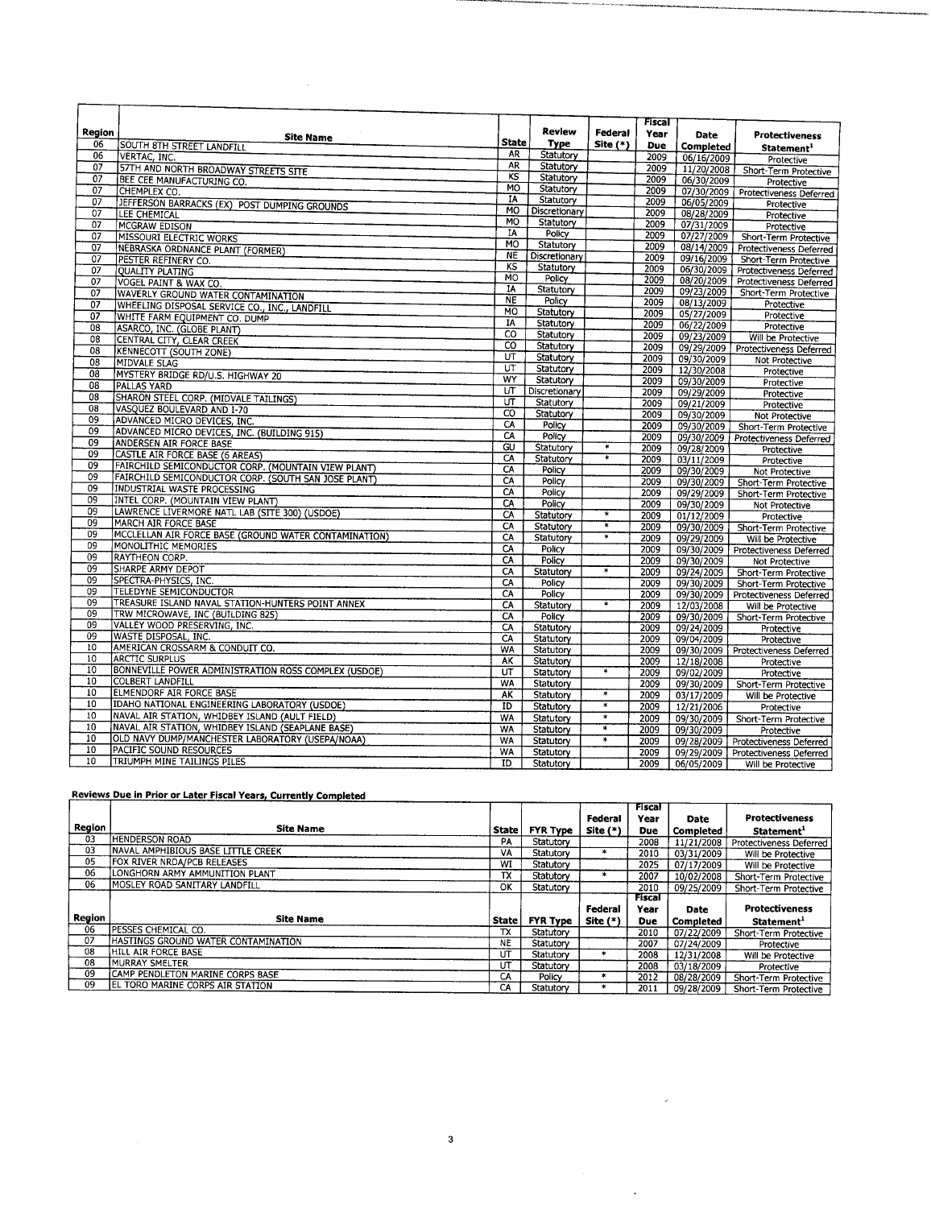| Region | Site Name | State | Review Type | Federal Site (*) | Fiscal Year Due | Date Completed | Protectiveness Statement[1] |
|---|---|---|---|---|---|---|---|
| 06 | SOUTH 8TH STREET LANDFILL | AR | Statutory | | 2009 | 06/16/2009 | Protective |
| 06 | VERTAC, INC. | AR | Statutory | | 2009 | 11/20/2008 | Short-Term Protective |
| 07 | 57TH AND NORTH BROADWAY STREETS SITE | KS | Statutory | | 2009 | 06/30/2009 | Protective |
| 07 | BEE CEE MANUFACTURING CO. | MO | Statutory | | 2009 | 07/30/2009 | Protectiveness Deferred |
| 07 | CHEMPLEX CO. | IA | Statutory | | 2009 | 06/05/2009 | Protective |
| 07 | JEFFERSON BARRACKS (EX) POST DUMPING GROUNDS | MO | Discretionary | | 2009 | 08/28/2009 | Protective |
| 07 | LEE CHEMICAL | MO | Statutory | | 2009 | 07/31/2009 | Protective |
| 07 | MCGRAW EDISON | IA | Policy | | 2009 | 07/27/2009 | Short-Term Protective |
| 07 | MISSOURI ELECTRIC WORKS | MO | Statutory | | 2009 | 08/14/2009 | Protectiveness Deferred |
| 07 | NEBRASKA ORDNANCE PLANT (FORMER) | NE | Discretionary | | 2009 | 09/16/2009 | Short-Term Protective |
| 07 | PESTER REFINERY CO. | KS | Statutory | | 2009 | 06/30/2009 | Protectiveness Deferred |
| 07 | QUALITY PLATING | MO | Policy | | 2009 | 08/20/2009 | Protectiveness Deferred |
| 07 | VOGEL PAINT & WAX CO. | IA | Statutory | | 2009 | 09/23/2009 | Short-Term Protective |
| 07 | WAVERLY GROUND WATER CONTAMINATION | NE | Policy | | 2009 | 08/13/2009 | Protective |
| 07 | WHEELING DISPOSAL SERVICE CO., INC., LANDFILL | MO | Statutory | | 2009 | 05/27/2009 | Protective |
| 07 | WHITE FARM EQUIPMENT CO. DUMP | IA | Statutory | | 2009 | 06/22/2009 | Protective |
| 08 | ASARCO, INC. (GLOBE PLANT) | CO | Statutory | | 2009 | 09/23/2009 | Will be Protective |
| 08 | CENTRAL CITY, CLEAR CREEK | CO | Statutory | | 2009 | 09/29/2009 | Protectiveness Deferred |
| 08 | KENNECOTT (SOUTH ZONE) | UT | Statutory | | 2009 | 09/30/2009 | Not Protective |
| 08 | MIDVALE SLAG | UT | Statutory | | 2009 | 12/30/2008 | Protective |
| 08 | MYSTERY BRIDGE RD/U.S. HIGHWAY 20 | WY | Statutory | | 2009 | 09/30/2009 | Protective |
| 08 | PALLAS YARD | UT | Discretionary | | 2009 | 09/29/2009 | Protective |
| 08 | SHARON STEEL CORP. (MIDVALE TAILINGS) | UT | Statutory | | 2009 | 09/21/2009 | Protective |
| 08 | VASQUEZ BOULEVARD AND I-70 | CO | Statutory | | 2009 | 09/30/2009 | Not Protective |
| 09 | ADVANCED MICRO DEVICES, INC. | CA | Policy | | 2009 | 09/30/2009 | Short-Term Protective |
| 09 | ADVANCED MICRO DEVICES, INC. (BUILDING 915) | CA | Policy | | 2009 | 09/30/2009 | Protectiveness Deferred |
| 09 | ANDERSEN AIR FORCE BASE | GU | Statutory | * | 2009 | 09/28/2009 | Protective |
| 09 | CASTLE AIR FORCE BASE (6 AREAS) | CA | Statutory | * | 2009 | 03/11/2009 | Protective |
| 09 | FAIRCHILD SEMICONDUCTOR CORP. (MOUNTAIN VIEW PLANT) | CA | Policy | | 2009 | 09/30/2009 | Not Protective |
| 09 | FAIRCHILD SEMICONDUCTOR CORP. (SOUTH SAN JOSE PLANT) | CA | Policy | | 2009 | 09/30/2009 | Short-Term Protective |
| 09 | INDUSTRIAL WASTE PROCESSING | CA | Policy | | 2009 | 09/29/2009 | Short-Term Protective |
| 09 | INTEL CORP. (MOUNTAIN VIEW PLANT) | CA | Policy | | 2009 | 09/30/2009 | Not Protective |
| 09 | LAWRENCE LIVERMORE NATL LAB (SITE 300) (USDOE) | CA | Statutory | * | 2009 | 01/12/2009 | Protective |
| 09 | MARCH AIR FORCE BASE | CA | Statutory | * | 2009 | 09/30/2009 | Short-Term Protective |
| 09 | MCCLELLAN AIR FORCE BASE (GROUND WATER CONTAMINATION) | CA | Statutory | * | 2009 | 09/29/2009 | Will be Protective |
| 09 | MONOLITHIC MEMORIES | CA | Policy | | 2009 | 09/30/2009 | Protectiveness Deferred |
| 09 | RAYTHEON CORP. | CA | Policy | | 2009 | 09/30/2009 | Not Protective |
| 09 | SHARPE ARMY DEPOT | CA | Statutory | * | 2009 | 09/24/2009 | Short-Term Protective |
| 09 | SPECTRA-PHYSICS, INC. | CA | Policy | | 2009 | 09/30/2009 | Short-Term Protective |
| 09 | TELEDYNE SEMICONDUCTOR | CA | Policy | | 2009 | 09/30/2009 | Protectiveness Deferred |
| 09 | TREASURE ISLAND NAVAL STATION-HUNTERS POINT ANNEX | CA | Statutory | * | 2009 | 12/03/2008 | Will be Protective |
| 09 | TRW MICROWAVE, INC (BUILDING 825) | CA | Policy | | 2009 | 09/30/2009 | Short-Term Protective |
| 09 | VALLEY WOOD PRESERVING, INC. | CA | Statutory | | 2009 | 09/24/2009 | Protective |
| 09 | WASTE DISPOSAL, INC. | CA | Statutory | | 2009 | 09/04/2009 | Protective |
| 10 | AMERICAN CROSSARM & CONDUIT CO. | WA | Statutory | | 2009 | 09/30/2009 | Protectiveness Deferred |
| 10 | ARCTIC SURPLUS | AK | Statutory | | 2009 | 12/18/2008 | Protective |
| 10 | BONNEVILLE POWER ADMINISTRATION ROSS COMPLEX (USDOE) | UT | Statutory | * | 2009 | 09/02/2009 | Protective |
| 10 | COLBERT LANDFILL | WA | Statutory | | 2009 | 09/30/2009 | Short-Term Protective |
| 10 | ELMENDORF AIR FORCE BASE | AK | Statutory | * | 2009 | 03/17/2009 | Will be Protective |
| 10 | IDAHO NATIONAL ENGINEERING LABORATORY (USDOE) | ID | Statutory | * | 2009 | 12/21/2006 | Protective |
| 10 | NAVAL AIR STATION, WHIDBEY ISLAND (AULT FIELD) | WA | Statutory | * | 2009 | 09/30/2009 | Short-Term Protective |
| 10 | NAVAL AIR STATION, WHIDBEY ISLAND (SEAPLANE BASE) | WA | Statutory | * | 2009 | 09/30/2009 | Protective |
| 10 | OLD NAVY DUMP/MANCHESTER LABORATORY (USEPA/NOAA) | WA | Statutory | * | 2009 | 09/28/2009 | Protectiveness Deferred |
| 10 | PACIFIC SOUND RESOURCES | WA | Statutory | | 2009 | 09/29/2009 | Protectiveness Deferred |
| 10 | TRIUMPH MINE TAILINGS PILES | ID | Statutory | | 2009 | 06/05/2009 | Will be Protective |

**Reviews Due in Prior or Later Fiscal Years, Currently Completed**

| Region | Site Name | State | FYR Type | Federal Site (*) | Fiscal Year Due | Date Completed | Protectiveness Statement[1] |
|---|---|---|---|---|---|---|---|
| 03 | HENDERSON ROAD | PA | Statutory | | 2008 | 11/21/2008 | Protectiveness Deferred |
| 03 | NAVAL AMPHIBIOUS BASE LITTLE CREEK | VA | Statutory | * | 2010 | 03/31/2009 | Will be Protective |
| 05 | FOX RIVER NRDA/PCB RELEASES | WI | Statutory | | 2025 | 07/17/2009 | Will be Protective |
| 06 | LONGHORN ARMY AMMUNITION PLANT | TX | Statutory | * | 2007 | 10/02/2008 | Short-Term Protective |
| 06 | MOSLEY ROAD SANITARY LANDFILL | OK | Statutory | | 2010 | 09/25/2009 | Short-Term Protective |
| 06 | PESSES CHEMICAL CO. | TX | Statutory | | 2010 | 07/22/2009 | Short-Term Protective |
| 07 | HASTINGS GROUND WATER CONTAMINATION | NE | Statutory | | 2007 | 07/24/2009 | Protective |
| 08 | HILL AIR FORCE BASE | UT | Statutory | * | 2008 | 12/31/2008 | Will be Protective |
| 08 | MURRAY SMELTER | UT | Statutory | | 2008 | 03/18/2009 | Protective |
| 09 | CAMP PENDLETON MARINE CORPS BASE | CA | Policy | * | 2012 | 08/28/2009 | Short-Term Protective |
| 09 | EL TORO MARINE CORPS AIR STATION | CA | Statutory | * | 2011 | 09/28/2009 | Short-Term Protective |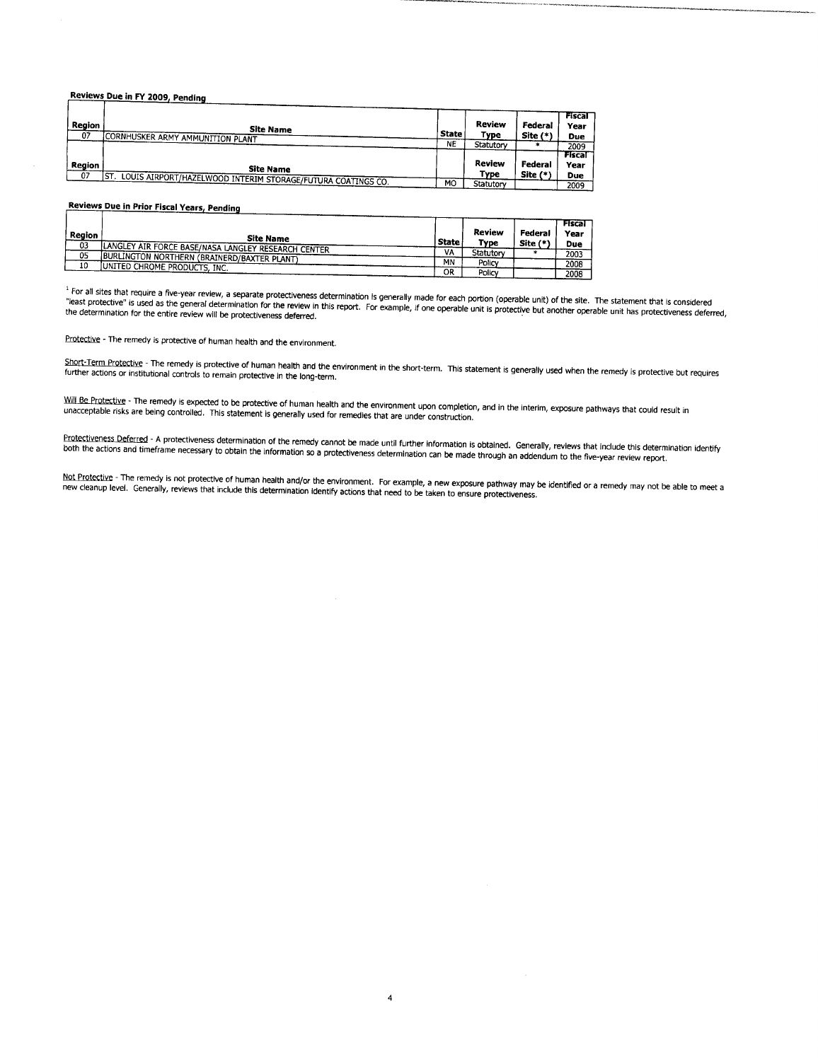**Reviews Due in FY 2009, Pending**

| Region | Site Name | State | Review Type | Federal Site (*) | Fiscal Year Due |
|---|---|---|---|---|---|
| 07 | CORNHUSKER ARMY AMMUNITION PLANT | NE | Statutory | * | 2009 |
| Region | Site Name | | Review Type | Federal Site (*) | Fiscal Year Due |
| 07 | ST. LOUIS AIRPORT/HAZELWOOD INTERIM STORAGE/FUTURA COATINGS CO. | MO | Statutory | | 2009 |

**Reviews Due in Prior Fiscal Years, Pending**

| Region | Site Name | State | Review Type | Federal Site (*) | Fiscal Year Due |
|---|---|---|---|---|---|
| 03 | LANGLEY AIR FORCE BASE/NASA LANGLEY RESEARCH CENTER | VA | Statutory | * | 2003 |
| 05 | BURLINGTON NORTHERN (BRAINERD/BAXTER PLANT) | MN | Policy | | 2008 |
| 10 | UNITED CHROME PRODUCTS, INC. | OR | Policy | | 2008 |

[1] For all sites that require a five-year review, a separate protectiveness determination is generally made for each portion (operable unit) of the site. The statement that is considered "least protective" is used as the general determination for the review in this report. For example, if one operable unit is protective but another operable unit has protectiveness deferred, the determination for the entire review will be protectiveness deferred.

Protective - The remedy is protective of human health and the environment.

Short-Term Protective - The remedy is protective of human health and the environment in the short-term. This statement is generally used when the remedy is protective but requires further actions or institutional controls to remain protective in the long-term.

Will Be Protective - The remedy is expected to be protective of human health and the environment upon completion, and in the interim, exposure pathways that could result in unacceptable risks are being controlled. This statement is generally used for remedies that are under construction.

Protectiveness Deferred - A protectiveness determination of the remedy cannot be made until further information is obtained. Generally, reviews that include this determination identify both the actions and timeframe necessary to obtain the information so a protectiveness determination can be made through an addendum to the five-year review report.

Not Protective - The remedy is not protective of human health and/or the environment. For example, a new exposure pathway may be identified or a remedy may not be able to meet a new cleanup level. Generally, reviews that include this determination identify actions that need to be taken to ensure protectiveness.